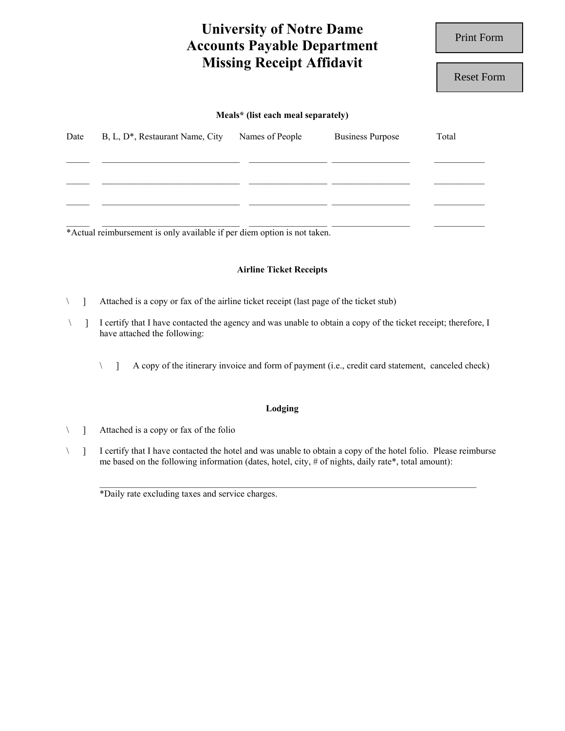# University of Notre Dame
# Accounts Payable Department
# Missing Receipt Affidavit

Print Form

Reset Form

**Meals* (list each meal separately)**

| Date | B, L, D*, Restaurant Name, City | Names of People | Business Purpose | Total |
|---|---|---|---|---|
| _____ | ______________________________ | _________________ | _________________ | ___________ |
| _____ | ______________________________ | _________________ | _________________ | ___________ |
| _____ | ______________________________ | _________________ | _________________ | ___________ |
| _____ | ______________________________ | _________________ | _________________ | ___________ |

*Actual reimbursement is only available if per diem option is not taken.

**Airline Ticket Receipts**

\ ] Attached is a copy or fax of the airline ticket receipt (last page of the ticket stub)

\ ] I certify that I have contacted the agency and was unable to obtain a copy of the ticket receipt; therefore, I have attached the following:

  \ ] A copy of the itinerary invoice and form of payment (i.e., credit card statement, canceled check)

**Lodging**

\ ] Attached is a copy or fax of the folio

\ ] I certify that I have contacted the hotel and was unable to obtain a copy of the hotel folio. Please reimburse me based on the following information (dates, hotel, city, # of nights, daily rate*, total amount):

_________________________________________________________________________________

*Daily rate excluding taxes and service charges.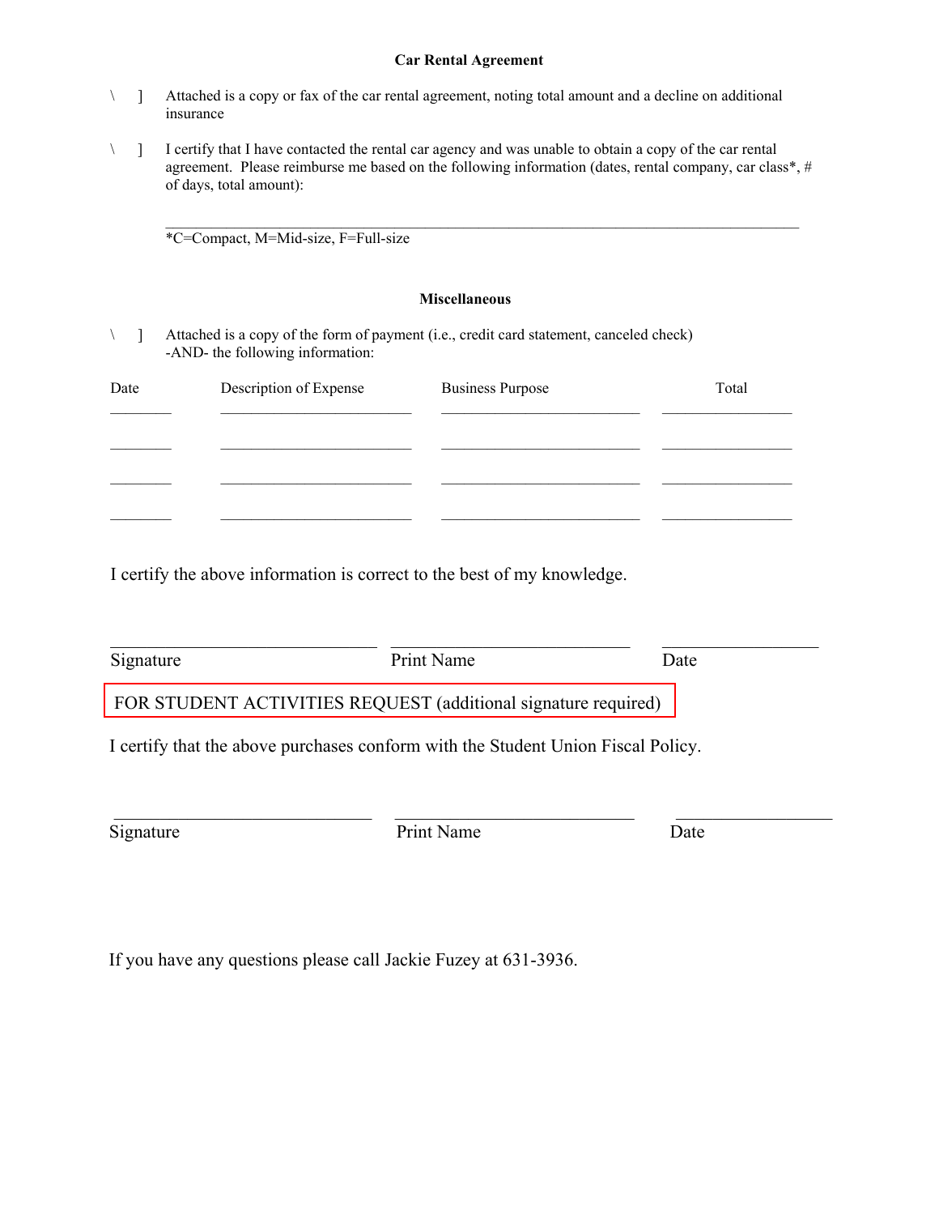**Car Rental Agreement**

\ ] Attached is a copy or fax of the car rental agreement, noting total amount and a decline on additional insurance

\ ] I certify that I have contacted the rental car agency and was unable to obtain a copy of the car rental agreement. Please reimburse me based on the following information (dates, rental company, car class*, # of days, total amount):

______________________________________________________________________________

*C=Compact, M=Mid-size, F=Full-size

**Miscellaneous**

\ ] Attached is a copy of the form of payment (i.e., credit card statement, canceled check) -AND- the following information:

| Date | Description of Expense | Business Purpose | Total |
|---|---|---|---|
| | | | |
| | | | |
| | | | |
| | | | |

I certify the above information is correct to the best of my knowledge.

| Signature | Print Name | Date |
|---|---|---|
| | | |

FOR STUDENT ACTIVITIES REQUEST (additional signature required)

I certify that the above purchases conform with the Student Union Fiscal Policy.

| Signature | Print Name | Date |
|---|---|---|
| | | |

If you have any questions please call Jackie Fuzey at 631-3936.